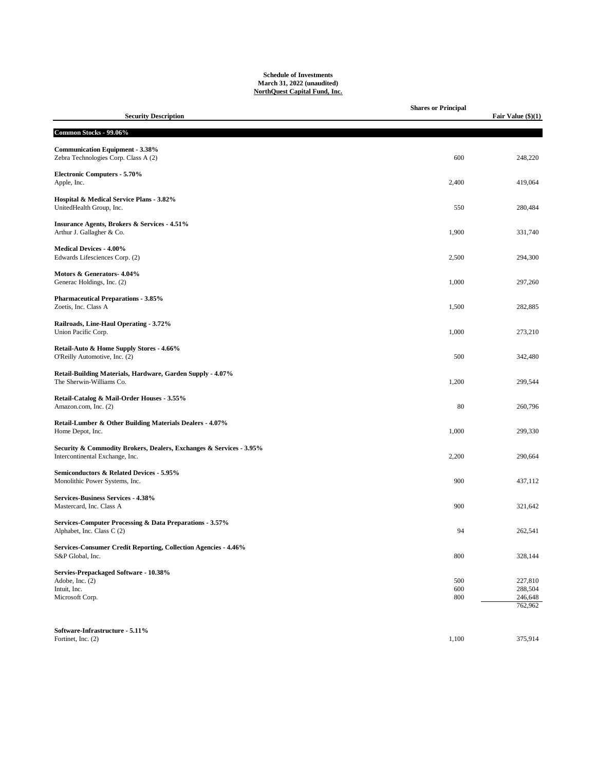**Schedule of Investments**
**March 31, 2022 (unaudited)**
**NorthQuest Capital Fund, Inc.**

| Security Description | Shares or Principal | Fair Value ($)(1) |
|---|---|---|
| **Common Stocks - 99.06%** | | |
| **Communication Equipment - 3.38%** | | |
| Zebra Technologies Corp. Class A (2) | 600 | 248,220 |
| **Electronic Computers - 5.70%** | | |
| Apple, Inc. | 2,400 | 419,064 |
| **Hospital & Medical Service Plans - 3.82%** | | |
| UnitedHealth Group, Inc. | 550 | 280,484 |
| **Insurance Agents, Brokers & Services - 4.51%** | | |
| Arthur J. Gallagher & Co. | 1,900 | 331,740 |
| **Medical Devices - 4.00%** | | |
| Edwards Lifesciences Corp. (2) | 2,500 | 294,300 |
| **Motors & Generators- 4.04%** | | |
| Generac Holdings, Inc. (2) | 1,000 | 297,260 |
| **Pharmaceutical Preparations - 3.85%** | | |
| Zoetis, Inc. Class A | 1,500 | 282,885 |
| **Railroads, Line-Haul Operating - 3.72%** | | |
| Union Pacific Corp. | 1,000 | 273,210 |
| **Retail-Auto & Home Supply Stores - 4.66%** | | |
| O'Reilly Automotive, Inc. (2) | 500 | 342,480 |
| **Retail-Building Materials, Hardware, Garden Supply - 4.07%** | | |
| The Sherwin-Williams Co. | 1,200 | 299,544 |
| **Retail-Catalog & Mail-Order Houses - 3.55%** | | |
| Amazon.com, Inc. (2) | 80 | 260,796 |
| **Retail-Lumber & Other Building Materials Dealers - 4.07%** | | |
| Home Depot, Inc. | 1,000 | 299,330 |
| **Security & Commodity Brokers, Dealers, Exchanges & Services - 3.95%** | | |
| Intercontinental Exchange, Inc. | 2,200 | 290,664 |
| **Semiconductors & Related Devices - 5.95%** | | |
| Monolithic Power Systems, Inc. | 900 | 437,112 |
| **Services-Business Services - 4.38%** | | |
| Mastercard, Inc. Class A | 900 | 321,642 |
| **Services-Computer Processing & Data Preparations - 3.57%** | | |
| Alphabet, Inc. Class C (2) | 94 | 262,541 |
| **Services-Consumer Credit Reporting, Collection Agencies - 4.46%** | | |
| S&P Global, Inc. | 800 | 328,144 |
| **Servies-Prepackaged Software - 10.38%** | | |
| Adobe, Inc. (2) | 500 | 227,810 |
| Intuit, Inc. | 600 | 288,504 |
| Microsoft Corp. | 800 | 246,648 |
| | | 762,962 |
| **Software-Infrastructure - 5.11%** | | |
| Fortinet, Inc. (2) | 1,100 | 375,914 |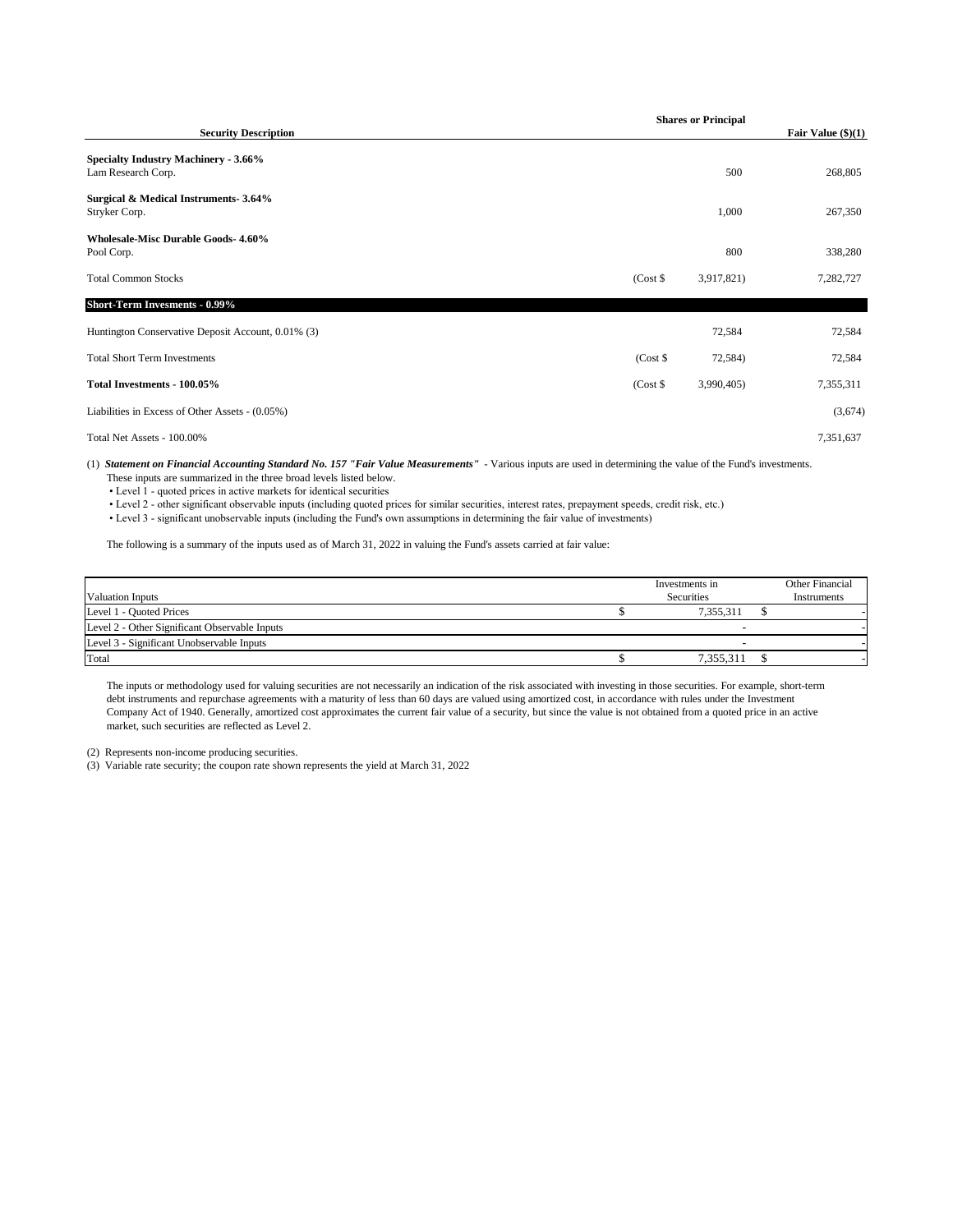| Security Description | | Shares or Principal | Fair Value ($)(1) |
|---|---|---|---|
| **Specialty Industry Machinery - 3.66%** | | | |
| Lam Research Corp. | | 500 | 268,805 |
| **Surgical & Medical Instruments- 3.64%** | | | |
| Stryker Corp. | | 1,000 | 267,350 |
| **Wholesale-Misc Durable Goods- 4.60%** | | | |
| Pool Corp. | | 800 | 338,280 |
| Total Common Stocks | (Cost $ | 3,917,821) | 7,282,727 |
| **Short-Term Invesments - 0.99%** | | | |
| Huntington Conservative Deposit Account, 0.01% (3) | | 72,584 | 72,584 |
| Total Short Term Investments | (Cost $ | 72,584) | 72,584 |
| **Total Investments - 100.05%** | (Cost $ | 3,990,405) | 7,355,311 |
| Liabilities in Excess of Other Assets - (0.05%) | | | (3,674) |
| Total Net Assets - 100.00% | | | 7,351,637 |

(1) ***Statement on Financial Accounting Standard No. 157 "Fair Value Measurements"*** - Various inputs are used in determining the value of the Fund's investments. These inputs are summarized in the three broad levels listed below.

- Level 1 - quoted prices in active markets for identical securities
- Level 2 - other significant observable inputs (including quoted prices for similar securities, interest rates, prepayment speeds, credit risk, etc.)
- Level 3 - significant unobservable inputs (including the Fund's own assumptions in determining the fair value of investments)

The following is a summary of the inputs used as of March 31, 2022 in valuing the Fund's assets carried at fair value:

| Valuation Inputs | Investments in Securities | Other Financial Instruments |
|---|---|---|
| Level 1 - Quoted Prices | $ 7,355,311 | $ - |
| Level 2 - Other Significant Observable Inputs | - | - |
| Level 3 - Significant Unobservable Inputs | - | - |
| Total | $ 7,355,311 | $ - |

The inputs or methodology used for valuing securities are not necessarily an indication of the risk associated with investing in those securities. For example, short-term debt instruments and repurchase agreements with a maturity of less than 60 days are valued using amortized cost, in accordance with rules under the Investment Company Act of 1940. Generally, amortized cost approximates the current fair value of a security, but since the value is not obtained from a quoted price in an active market, such securities are reflected as Level 2.

(2) Represents non-income producing securities.

(3) Variable rate security; the coupon rate shown represents the yield at March 31, 2022